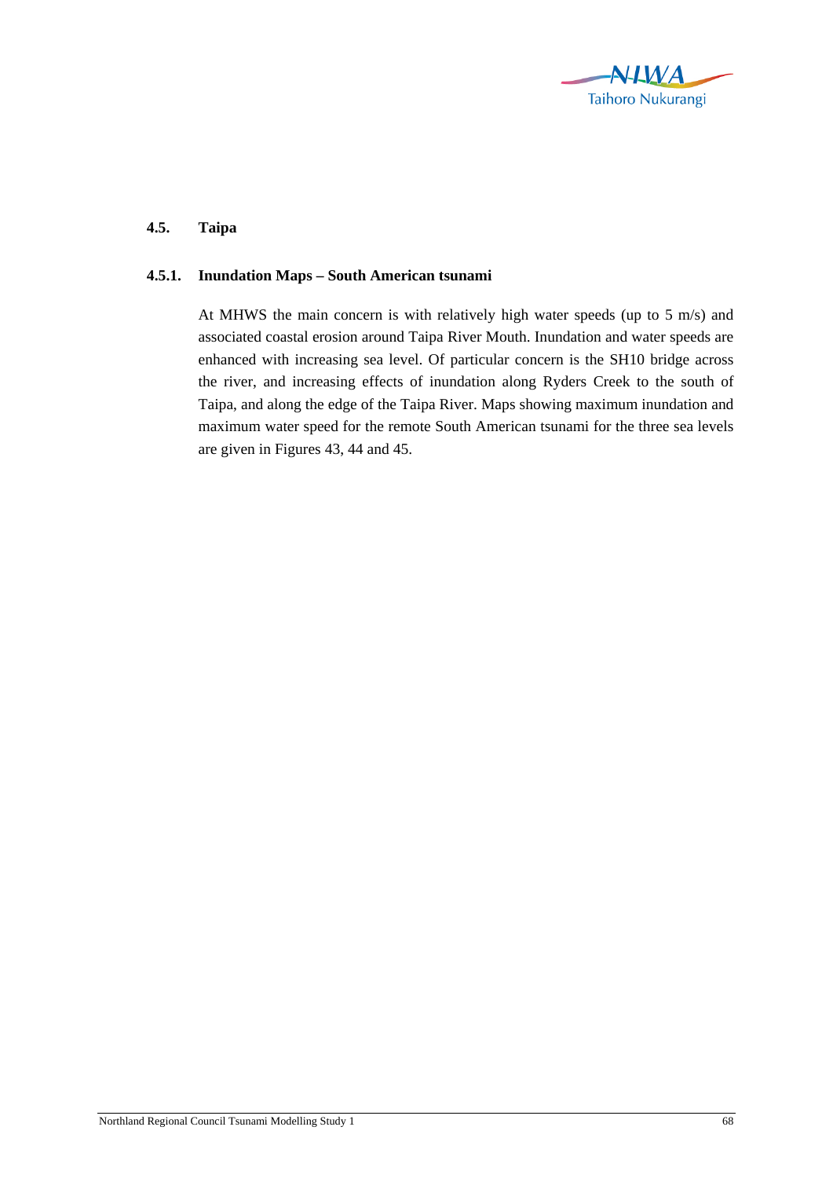## 4.5. Taipa

### 4.5.1. Inundation Maps – South American tsunami

At MHWS the main concern is with relatively high water speeds (up to 5 m/s) and associated coastal erosion around Taipa River Mouth. Inundation and water speeds are enhanced with increasing sea level. Of particular concern is the SH10 bridge across the river, and increasing effects of inundation along Ryders Creek to the south of Taipa, and along the edge of the Taipa River. Maps showing maximum inundation and maximum water speed for the remote South American tsunami for the three sea levels are given in Figures 43, 44 and 45.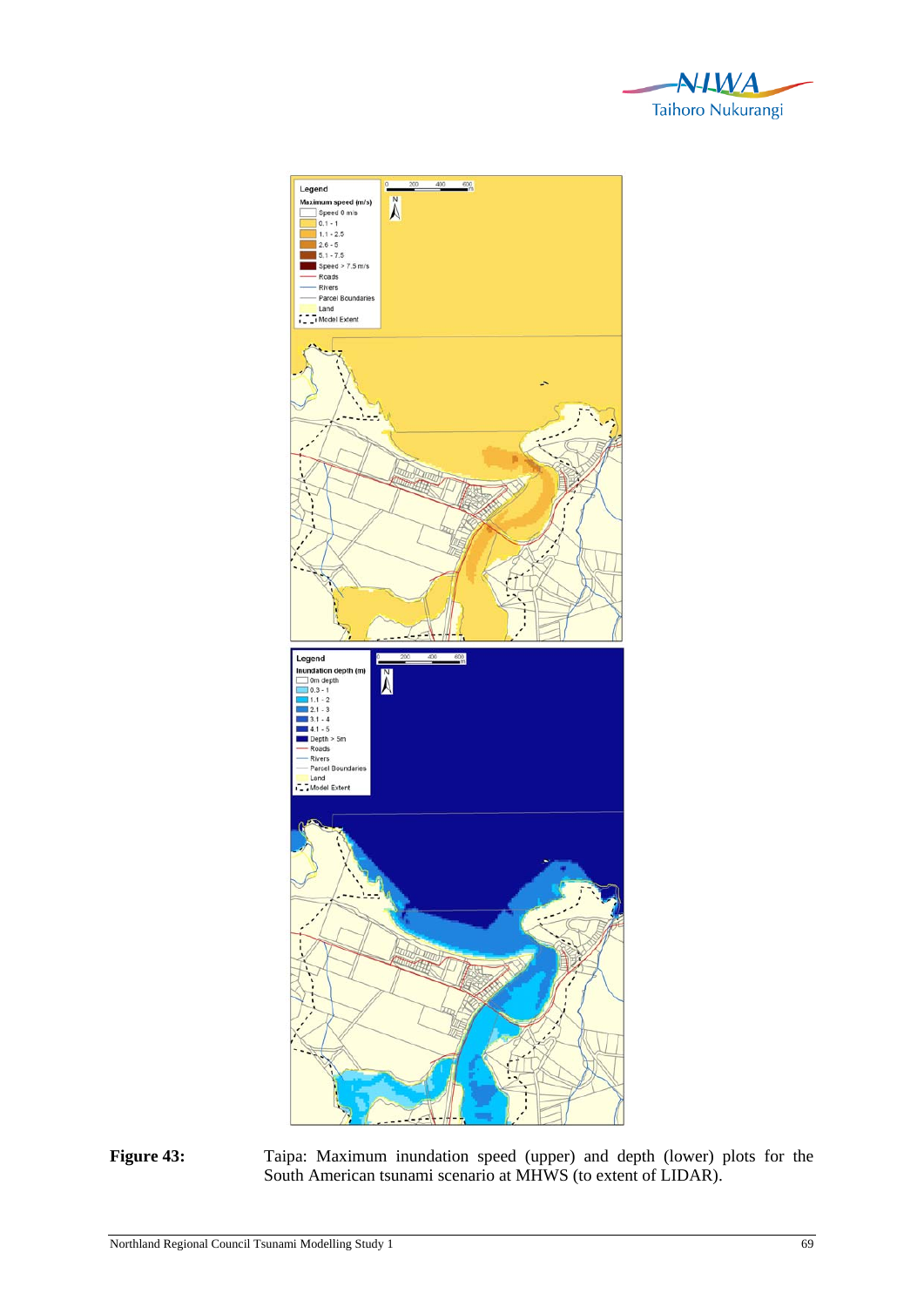**Figure 43:** Taipa: Maximum inundation speed (upper) and depth (lower) plots for the South American tsunami scenario at MHWS (to extent of LIDAR).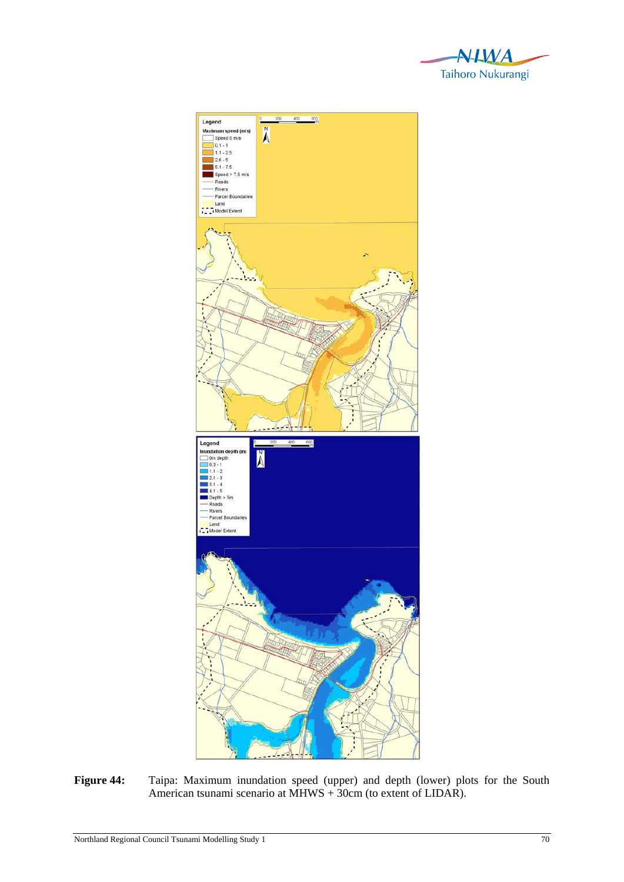**Figure 44:** Taipa: Maximum inundation speed (upper) and depth (lower) plots for the South American tsunami scenario at MHWS + 30cm (to extent of LIDAR).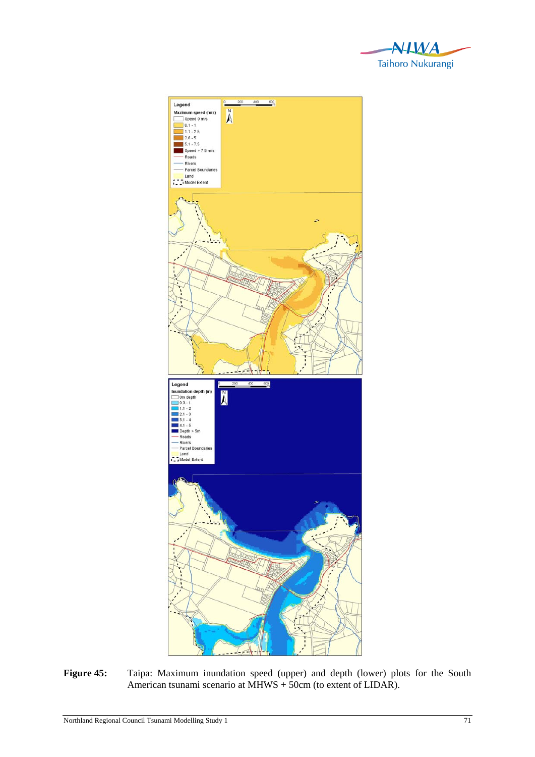Legend

Maximum speed (m/s)

Speed 0 m/s

0.1 - 1

1.1 - 2.5

2.6 - 5

5.1 - 7.5

Speed > 7.5 m/s

Roads

Rivers

Parcel Boundaries

Land

Model Extent

0 200 400 600 m

N

Legend

Inundation depth (m)

0m depth

0.3 - 1

1.1 - 2

2.1 - 3

3.1 - 4

4.1 - 5

Depth > 5m

Roads

Rivers

Parcel Boundaries

Land

Model Extent

0 200 400 600 m

N

**Figure 45:** Taipa: Maximum inundation speed (upper) and depth (lower) plots for the South American tsunami scenario at MHWS + 50cm (to extent of LIDAR).